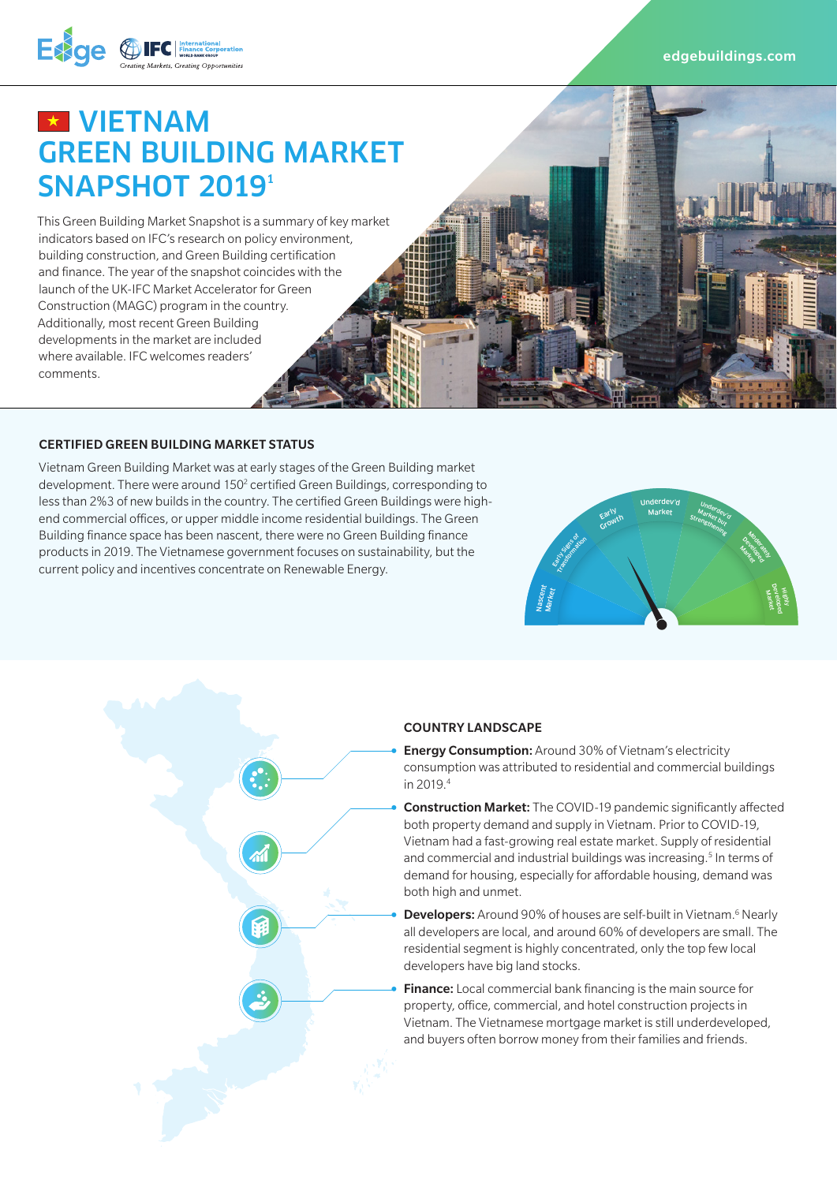# VIETNAM GREEN BUILDING MARKET SNAPSHOT 2019[1]

This Green Building Market Snapshot is a summary of key market indicators based on IFC's research on policy environment, building construction, and Green Building certification and finance. The year of the snapshot coincides with the launch of the UK-IFC Market Accelerator for Green Construction (MAGC) program in the country. Additionally, most recent Green Building developments in the market are included where available. IFC welcomes readers' comments.

## CERTIFIED GREEN BUILDING MARKET STATUS

Vietnam Green Building Market was at early stages of the Green Building market development. There were around 150[2] certified Green Buildings, corresponding to less than 2%3 of new builds in the country. The certified Green Buildings were high-end commercial offices, or upper middle income residential buildings. The Green Building finance space has been nascent, there were no Green Building finance products in 2019. The Vietnamese government focuses on sustainability, but the current policy and incentives concentrate on Renewable Energy.

Nascent Market | Early Signs of Transformation | Early Growth | Underdev'd Market | Underdev'd Market but Strengthening | Moderately Developed Market | Highly Developed Market

## COUNTRY LANDSCAPE

- **Energy Consumption:** Around 30% of Vietnam's electricity consumption was attributed to residential and commercial buildings in 2019.[4]
- **Construction Market:** The COVID-19 pandemic significantly affected both property demand and supply in Vietnam. Prior to COVID-19, Vietnam had a fast-growing real estate market. Supply of residential and commercial and industrial buildings was increasing.[5] In terms of demand for housing, especially for affordable housing, demand was both high and unmet.
- **Developers:** Around 90% of houses are self-built in Vietnam.[6] Nearly all developers are local, and around 60% of developers are small. The residential segment is highly concentrated, only the top few local developers have big land stocks.
- **Finance:** Local commercial bank financing is the main source for property, office, commercial, and hotel construction projects in Vietnam. The Vietnamese mortgage market is still underdeveloped, and buyers often borrow money from their families and friends.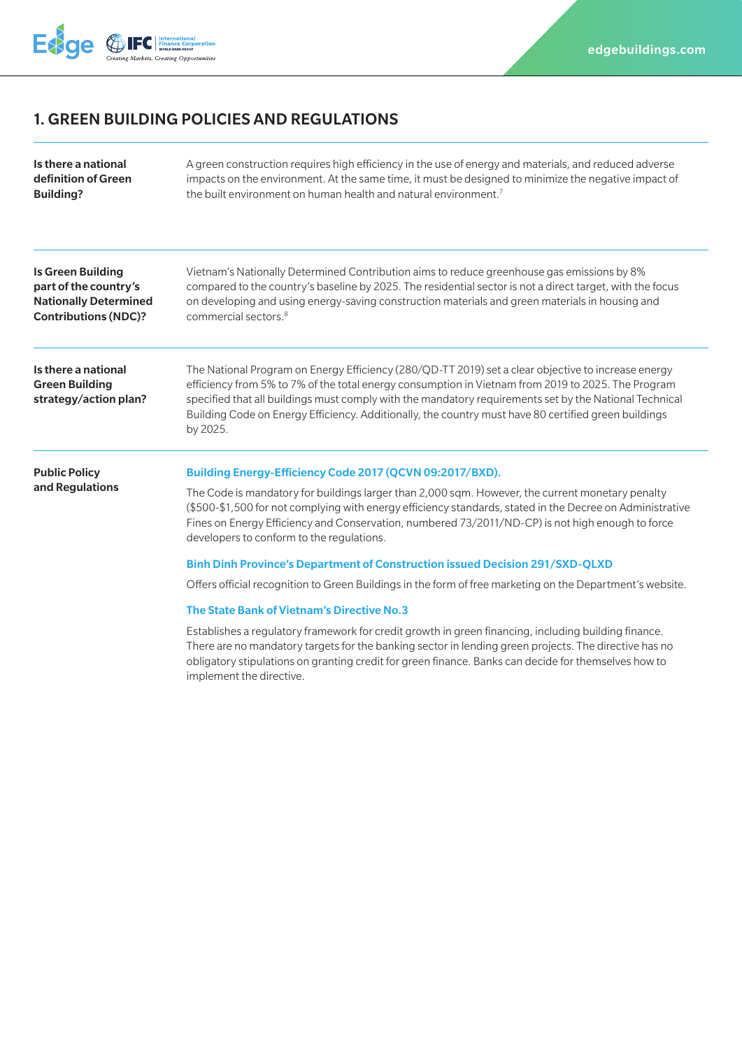## 1. GREEN BUILDING POLICIES AND REGULATIONS

**Is there a national definition of Green Building?**

A green construction requires high efficiency in the use of energy and materials, and reduced adverse impacts on the environment. At the same time, it must be designed to minimize the negative impact of the built environment on human health and natural environment.[7]

**Is Green Building part of the country's Nationally Determined Contributions (NDC)?**

Vietnam's Nationally Determined Contribution aims to reduce greenhouse gas emissions by 8% compared to the country's baseline by 2025. The residential sector is not a direct target, with the focus on developing and using energy-saving construction materials and green materials in housing and commercial sectors.[8]

**Is there a national Green Building strategy/action plan?**

The National Program on Energy Efficiency (280/QD-TT 2019) set a clear objective to increase energy efficiency from 5% to 7% of the total energy consumption in Vietnam from 2019 to 2025. The Program specified that all buildings must comply with the mandatory requirements set by the National Technical Building Code on Energy Efficiency. Additionally, the country must have 80 certified green buildings by 2025.

**Public Policy and Regulations**

**Building Energy-Efficiency Code 2017 (QCVN 09:2017/BXD).**

The Code is mandatory for buildings larger than 2,000 sqm. However, the current monetary penalty ($500-$1,500 for not complying with energy efficiency standards, stated in the Decree on Administrative Fines on Energy Efficiency and Conservation, numbered 73/2011/ND-CP) is not high enough to force developers to conform to the regulations.

**Binh Dinh Province's Department of Construction issued Decision 291/SXD-QLXD**

Offers official recognition to Green Buildings in the form of free marketing on the Department's website.

**The State Bank of Vietnam's Directive No.3**

Establishes a regulatory framework for credit growth in green financing, including building finance. There are no mandatory targets for the banking sector in lending green projects. The directive has no obligatory stipulations on granting credit for green finance. Banks can decide for themselves how to implement the directive.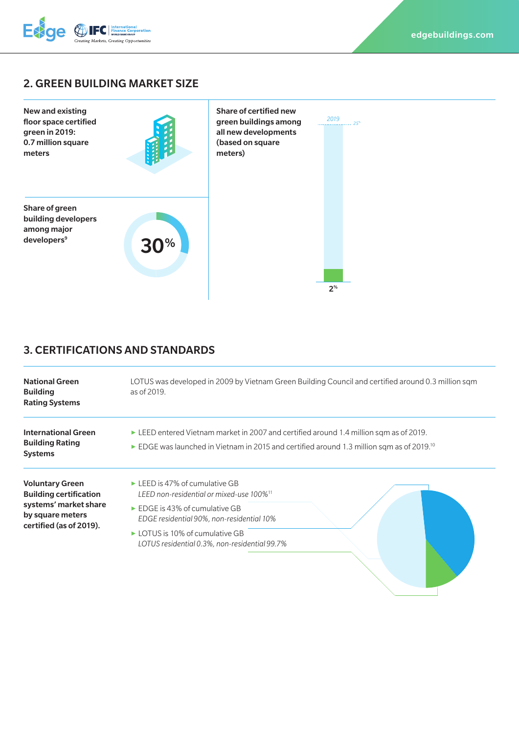## 2. GREEN BUILDING MARKET SIZE

**New and existing floor space certified green in 2019: 0.7 million square meters**

**Share of green building developers among major developers**[9]

30%

**Share of certified new green buildings among all new developments (based on square meters)**

2019 25%

2%

## 3. CERTIFICATIONS AND STANDARDS

| | |
|---|---|
| **National Green Building Rating Systems** | LOTUS was developed in 2009 by Vietnam Green Building Council and certified around 0.3 million sqm as of 2019. |
| **International Green Building Rating Systems** | ▸ LEED entered Vietnam market in 2007 and certified around 1.4 million sqm as of 2019.<br>▸ EDGE was launched in Vietnam in 2015 and certified around 1.3 million sqm as of 2019.[10] |
| **Voluntary Green Building certification systems' market share by square meters certified (as of 2019).** | ▸ LEED is 47% of cumulative GB<br>*LEED non-residential or mixed-use 100%*[11]<br>▸ EDGE is 43% of cumulative GB<br>*EDGE residential 90%, non-residential 10%*<br>▸ LOTUS is 10% of cumulative GB<br>*LOTUS residential 0.3%, non-residential 99.7%* |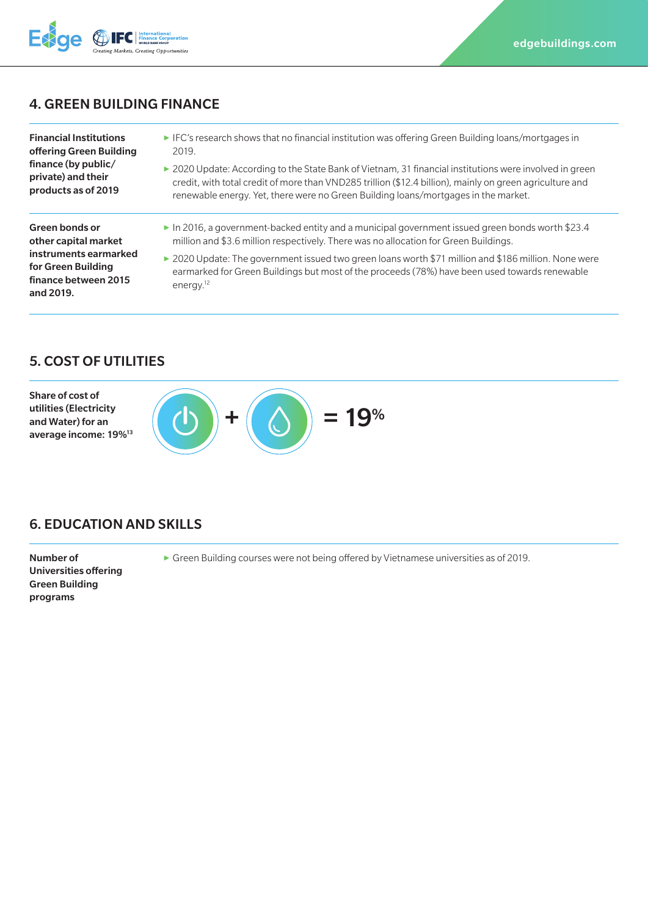## 4. GREEN BUILDING FINANCE

| | |
|---|---|
| **Financial Institutions offering Green Building finance (by public/ private) and their products as of 2019** | ▸ IFC's research shows that no financial institution was offering Green Building loans/mortgages in 2019.<br>▸ 2020 Update: According to the State Bank of Vietnam, 31 financial institutions were involved in green credit, with total credit of more than VND285 trillion ($12.4 billion), mainly on green agriculture and renewable energy. Yet, there were no Green Building loans/mortgages in the market. |
| **Green bonds or other capital market instruments earmarked for Green Building finance between 2015 and 2019.** | ▸ In 2016, a government-backed entity and a municipal government issued green bonds worth $23.4 million and $3.6 million respectively. There was no allocation for Green Buildings.<br>▸ 2020 Update: The government issued two green loans worth $71 million and $186 million. None were earmarked for Green Buildings but most of the proceeds (78%) have been used towards renewable energy.[12] |

## 5. COST OF UTILITIES

**Share of cost of utilities (Electricity and Water) for an average income: 19%**[13]

Electricity + Water = 19%

## 6. EDUCATION AND SKILLS

| | |
|---|---|
| **Number of Universities offering Green Building programs** | ▸ Green Building courses were not being offered by Vietnamese universities as of 2019. |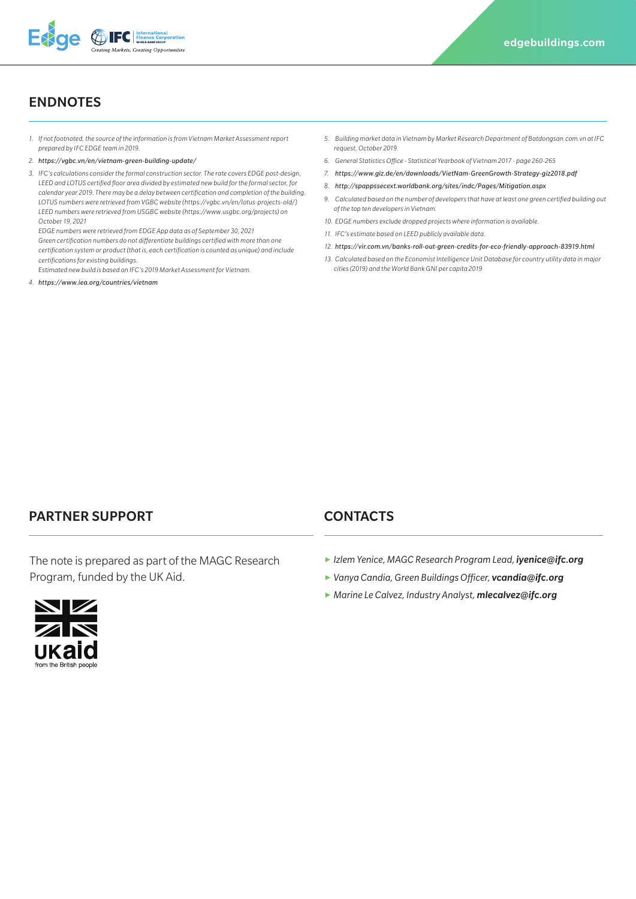## ENDNOTES

1. *If not footnoted, the source of the information is from Vietnam Market Assessment report prepared by IFC EDGE team in 2019.*
2. *https://vgbc.vn/en/vietnam-green-building-update/*
3. *IFC's calculations consider the formal construction sector. The rate covers EDGE post-design, LEED and LOTUS certified floor area divided by estimated new build for the formal sector, for calendar year 2019. There may be a delay between certification and completion of the building. LOTUS numbers were retrieved from VGBC website (https://vgbc.vn/en/lotus-projects-old/) LEED numbers were retrieved from USGBC website (https://www.usgbc.org/projects) on October 19, 2021*
   *EDGE numbers were retrieved from EDGE App data as of September 30, 2021*
   *Green certification numbers do not differentiate buildings certified with more than one certification system or product (that is, each certification is counted as unique) and include certifications for existing buildings.*
   *Estimated new build is based on IFC's 2019 Market Assessment for Vietnam.*
4. *https://www.iea.org/countries/vietnam*
5. *Building market data in Vietnam by Market Research Department of Batdongsan.com.vn at IFC request, October 2019.*
6. *General Statistics Office - Statistical Yearbook of Vietnam 2017 - page 260-265*
7. *https://www.giz.de/en/downloads/VietNam-GreenGrowth-Strategy-giz2018.pdf*
8. *http://spappssecext.worldbank.org/sites/indc/Pages/Mitigation.aspx*
9. *Calculated based on the number of developers that have at least one green certified building out of the top ten developers in Vietnam.*
10. *EDGE numbers exclude dropped projects where information is available.*
11. *IFC's estimate based on LEED publicly available data.*
12. *https://vir.com.vn/banks-roll-out-green-credits-for-eco-friendly-approach-83919.html*
13. *Calculated based on the Economist Intelligence Unit Database for country utility data in major cities (2019) and the World Bank GNI per capita 2019*

## PARTNER SUPPORT

The note is prepared as part of the MAGC Research Program, funded by the UK Aid.

UKaid
from the British people

## CONTACTS

- *Izlem Yenice, MAGC Research Program Lead,* ***iyenice@ifc.org***
- *Vanya Candia, Green Buildings Officer,* ***vcandia@ifc.org***
- *Marine Le Calvez, Industry Analyst,* ***mlecalvez@ifc.org***